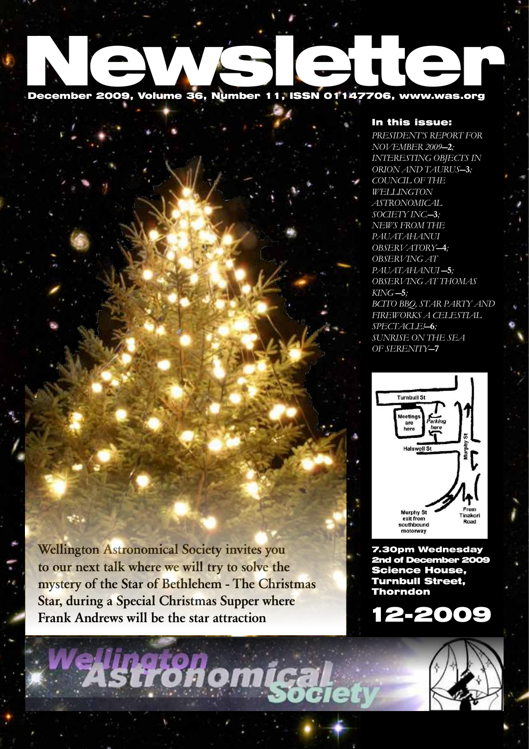# Newsletter

**December 2009, Volume 36, Number 11, ISSN 01147706, www.was.org**

### In this issue:

*PRESIDENT'S REPORT FOR NOVEMBER 2009*—**2**;
*INTERESTING OBJECTS IN ORION AND TAURUS*—**3**;
*COUNCIL OF THE WELLINGTON ASTRONOMICAL SOCIETY INC.*—**3**;
*NEWS FROM THE PAUATAHANUI OBSERVATORY*—**4**;
*OBSERVING AT PAUATAHANUI*—**5**;
*OBSERVING AT THOMAS KING*—**5**;
*BCITO BBQ, STAR PARTY AND FIREWORKS A CELESTIAL SPECTACLE!*—**6**;
*SUNRISE ON THE SEA OF SERENITY*—**7**

Turnbull St
Meetings are here
Parking here
Halswell St
Murphy St
Murphy St exit from southbound motorway
From Tinakori Road

**Wellington Astronomical Society invites you to our next talk where we will try to solve the mystery of the Star of Bethlehem - The Christmas Star, during a Special Christmas Supper where Frank Andrews will be the star attraction**

**7.30pm Wednesday 2nd of December 2009**
**Science House, Turnbull Street, Thorndon**

## 12-2009

Wellington Astronomical Society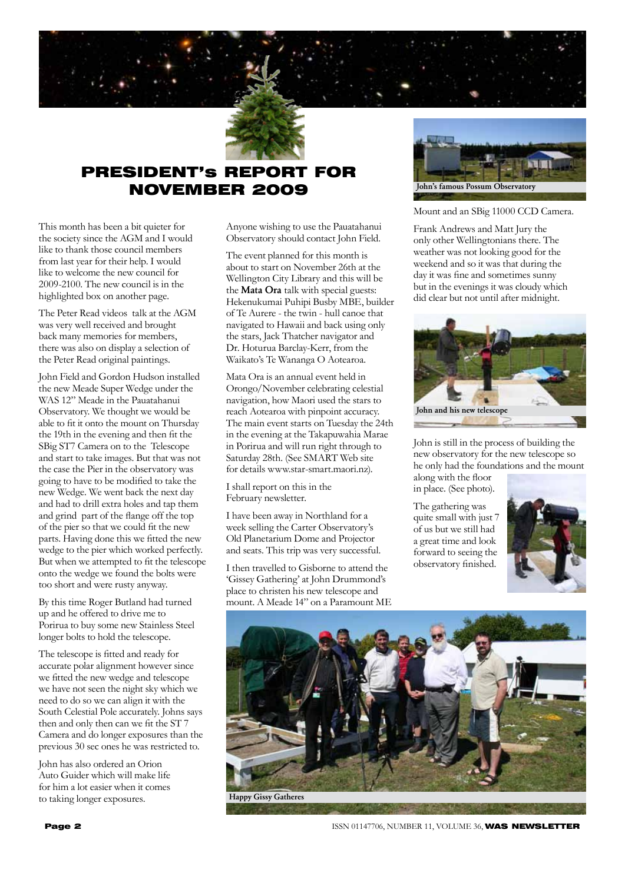# PRESIDENT's REPORT FOR NOVEMBER 2009

This month has been a bit quieter for the society since the AGM and I would like to thank those council members from last year for their help. I would like to welcome the new council for 2009-2100. The new council is in the highlighted box on another page.

The Peter Read videos talk at the AGM was very well received and brought back many memories for members, there was also on display a selection of the Peter Read original paintings.

John Field and Gordon Hudson installed the new Meade Super Wedge under the WAS 12" Meade in the Pauatahanui Observatory. We thought we would be able to fit it onto the mount on Thursday the 19th in the evening and then fit the SBig ST7 Camera on to the Telescope and start to take images. But that was not the case the Pier in the observatory was going to have to be modified to take the new Wedge. We went back the next day and had to drill extra holes and tap them and grind part of the flange off the top of the pier so that we could fit the new parts. Having done this we fitted the new wedge to the pier which worked perfectly. But when we attempted to fit the telescope onto the wedge we found the bolts were too short and were rusty anyway.

By this time Roger Butland had turned up and he offered to drive me to Porirua to buy some new Stainless Steel longer bolts to hold the telescope.

The telescope is fitted and ready for accurate polar alignment however since we fitted the new wedge and telescope we have not seen the night sky which we need to do so we can align it with the South Celestial Pole accurately. Johns says then and only then can we fit the ST 7 Camera and do longer exposures than the previous 30 sec ones he was restricted to.

John has also ordered an Orion Auto Guider which will make life for him a lot easier when it comes to taking longer exposures.

Anyone wishing to use the Pauatahanui Observatory should contact John Field.

The event planned for this month is about to start on November 26th at the Wellington City Library and this will be the **Mata Ora** talk with special guests: Hekenukumai Puhipi Busby MBE, builder of Te Aurere - the twin - hull canoe that navigated to Hawaii and back using only the stars, Jack Thatcher navigator and Dr. Hoturua Barclay-Kerr, from the Waikato's Te Wananga O Aotearoa.

Mata Ora is an annual event held in Orongo/November celebrating celestial navigation, how Maori used the stars to reach Aotearoa with pinpoint accuracy. The main event starts on Tuesday the 24th in the evening at the Takapuwahia Marae in Porirua and will run right through to Saturday 28th. (See SMART Web site for details www.star-smart.maori.nz).

I shall report on this in the February newsletter.

I have been away in Northland for a week selling the Carter Observatory's Old Planetarium Dome and Projector and seats. This trip was very successful.

I then travelled to Gisborne to attend the 'Gissey Gathering' at John Drummond's place to christen his new telescope and mount. A Meade 14" on a Paramount ME Mount and an SBig 11000 CCD Camera.

John's famous Possum Observatory

Frank Andrews and Matt Jury the only other Wellingtonians there. The weather was not looking good for the weekend and so it was that during the day it was fine and sometimes sunny but in the evenings it was cloudy which did clear but not until after midnight.

John and his new telescope

John is still in the process of building the new observatory for the new telescope so he only had the foundations and the mount along with the floor in place. (See photo).

The gathering was quite small with just 7 of us but we still had a great time and look forward to seeing the observatory finished.

Happy Gissy Gatheres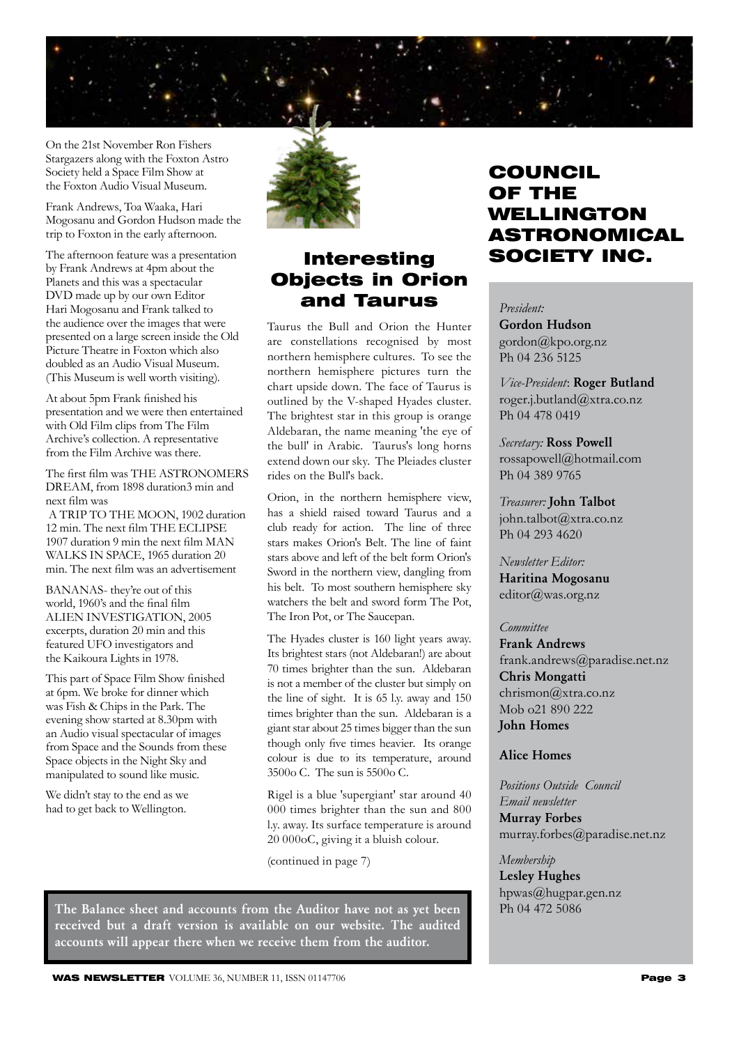On the 21st November Ron Fishers Stargazers along with the Foxton Astro Society held a Space Film Show at the Foxton Audio Visual Museum.

Frank Andrews, Toa Waaka, Hari Mogosanu and Gordon Hudson made the trip to Foxton in the early afternoon.

The afternoon feature was a presentation by Frank Andrews at 4pm about the Planets and this was a spectacular DVD made up by our own Editor Hari Mogosanu and Frank talked to the audience over the images that were presented on a large screen inside the Old Picture Theatre in Foxton which also doubled as an Audio Visual Museum. (This Museum is well worth visiting).

At about 5pm Frank finished his presentation and we were then entertained with Old Film clips from The Film Archive's collection. A representative from the Film Archive was there.

The first film was THE ASTRONOMERS DREAM, from 1898 duration3 min and next film was A TRIP TO THE MOON, 1902 duration 12 min. The next film THE ECLIPSE 1907 duration 9 min the next film MAN WALKS IN SPACE, 1965 duration 20 min. The next film was an advertisement

BANANAS- they're out of this world, 1960's and the final film ALIEN INVESTIGATION, 2005 excerpts, duration 20 min and this featured UFO investigators and the Kaikoura Lights in 1978.

This part of Space Film Show finished at 6pm. We broke for dinner which was Fish & Chips in the Park. The evening show started at 8.30pm with an Audio visual spectacular of images from Space and the Sounds from these Space objects in the Night Sky and manipulated to sound like music.

We didn't stay to the end as we had to get back to Wellington.

## Interesting Objects in Orion and Taurus

Taurus the Bull and Orion the Hunter are constellations recognised by most northern hemisphere cultures. To see the northern hemisphere pictures turn the chart upside down. The face of Taurus is outlined by the V-shaped Hyades cluster. The brightest star in this group is orange Aldebaran, the name meaning 'the eye of the bull' in Arabic. Taurus's long horns extend down our sky. The Pleiades cluster rides on the Bull's back.

Orion, in the northern hemisphere view, has a shield raised toward Taurus and a club ready for action. The line of three stars makes Orion's Belt. The line of faint stars above and left of the belt form Orion's Sword in the northern view, dangling from his belt. To most southern hemisphere sky watchers the belt and sword form The Pot, The Iron Pot, or The Saucepan.

The Hyades cluster is 160 light years away. Its brightest stars (not Aldebaran!) are about 70 times brighter than the sun. Aldebaran is not a member of the cluster but simply on the line of sight. It is 65 l.y. away and 150 times brighter than the sun. Aldebaran is a giant star about 25 times bigger than the sun though only five times heavier. Its orange colour is due to its temperature, around 3500o C. The sun is 5500o C.

Rigel is a blue 'supergiant' star around 40 000 times brighter than the sun and 800 l.y. away. Its surface temperature is around 20 000oC, giving it a bluish colour.

(continued in page 7)

**The Balance sheet and accounts from the Auditor have not as yet been received but a draft version is available on our website. The audited accounts will appear there when we receive them from the auditor.**

## COUNCIL OF THE WELLINGTON ASTRONOMICAL SOCIETY INC.

*President:*
**Gordon Hudson**
gordon@kpo.org.nz
Ph 04 236 5125

*Vice-President*: **Roger Butland**
roger.j.butland@xtra.co.nz
Ph 04 478 0419

*Secretary:* **Ross Powell**
rossapowell@hotmail.com
Ph 04 389 9765

*Treasurer:* **John Talbot**
john.talbot@xtra.co.nz
Ph 04 293 4620

*Newsletter Editor:*
**Haritina Mogosanu**
editor@was.org.nz

*Committee*
**Frank Andrews**
frank.andrews@paradise.net.nz
**Chris Mongatti**
chrismon@xtra.co.nz
Mob o21 890 222
**John Homes**

**Alice Homes**

*Positions Outside Council*
*Email newsletter*
**Murray Forbes**
murray.forbes@paradise.net.nz

*Membership*
**Lesley Hughes**
hpwas@hugpar.gen.nz
Ph 04 472 5086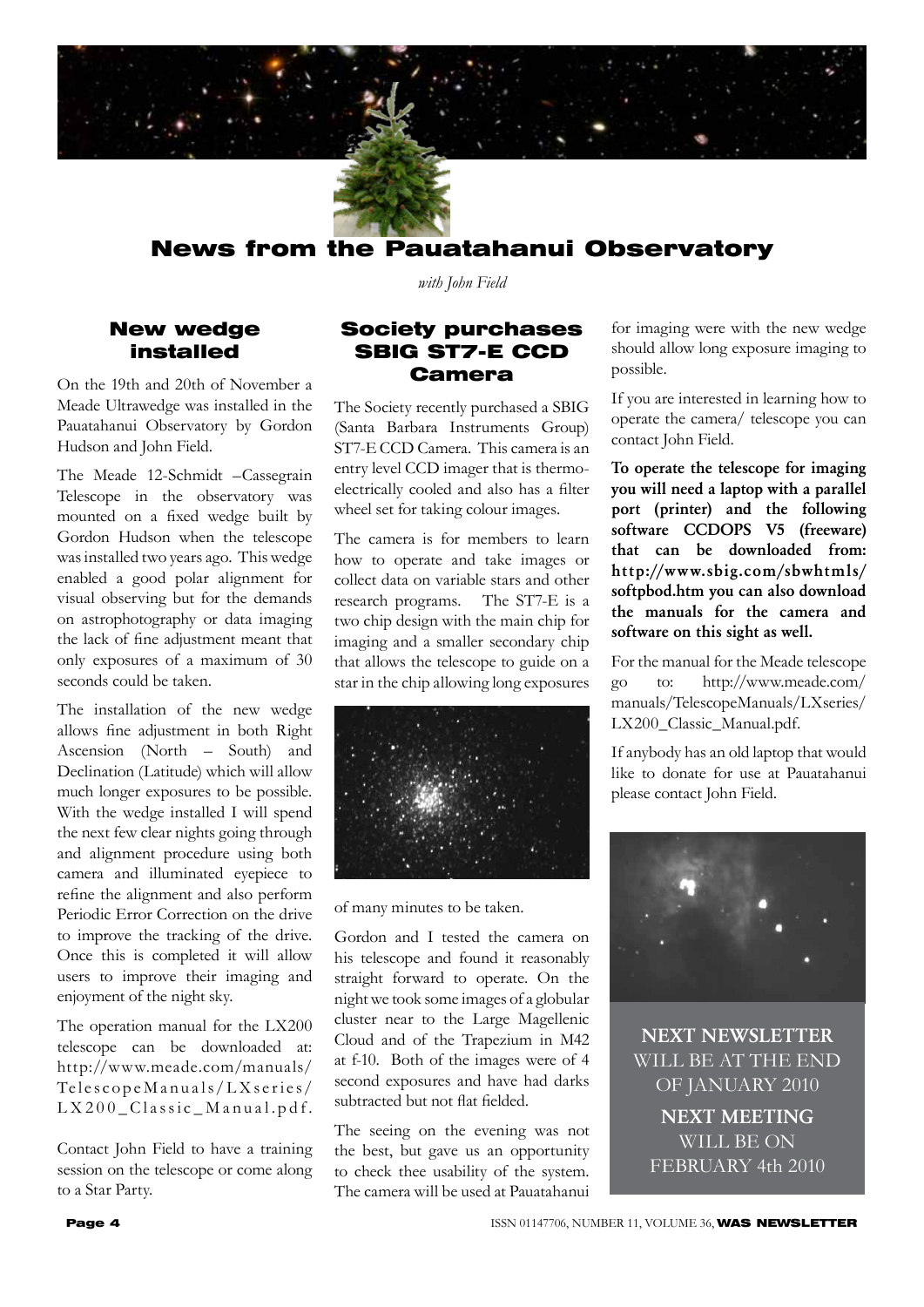# News from the Pauatahanui Observatory

*with John Field*

## New wedge installed

On the 19th and 20th of November a Meade Ultrawedge was installed in the Pauatahanui Observatory by Gordon Hudson and John Field.

The Meade 12-Schmidt –Cassegrain Telescope in the observatory was mounted on a fixed wedge built by Gordon Hudson when the telescope was installed two years ago. This wedge enabled a good polar alignment for visual observing but for the demands on astrophotography or data imaging the lack of fine adjustment meant that only exposures of a maximum of 30 seconds could be taken.

The installation of the new wedge allows fine adjustment in both Right Ascension (North – South) and Declination (Latitude) which will allow much longer exposures to be possible. With the wedge installed I will spend the next few clear nights going through and alignment procedure using both camera and illuminated eyepiece to refine the alignment and also perform Periodic Error Correction on the drive to improve the tracking of the drive. Once this is completed it will allow users to improve their imaging and enjoyment of the night sky.

The operation manual for the LX200 telescope can be downloaded at: http://www.meade.com/manuals/TelescopeManuals/LXseries/LX200_Classic_Manual.pdf.

Contact John Field to have a training session on the telescope or come along to a Star Party.

## Society purchases SBIG ST7-E CCD Camera

The Society recently purchased a SBIG (Santa Barbara Instruments Group) ST7-E CCD Camera. This camera is an entry level CCD imager that is thermo-electrically cooled and also has a filter wheel set for taking colour images.

The camera is for members to learn how to operate and take images or collect data on variable stars and other research programs. The ST7-E is a two chip design with the main chip for imaging and a smaller secondary chip that allows the telescope to guide on a star in the chip allowing long exposures of many minutes to be taken.

Gordon and I tested the camera on his telescope and found it reasonably straight forward to operate. On the night we took some images of a globular cluster near to the Large Magellenic Cloud and of the Trapezium in M42 at f-10. Both of the images were of 4 second exposures and have had darks subtracted but not flat fielded.

The seeing on the evening was not the best, but gave us an opportunity to check thee usability of the system. The camera will be used at Pauatahanui for imaging were with the new wedge should allow long exposure imaging to possible.

If you are interested in learning how to operate the camera/ telescope you can contact John Field.

**To operate the telescope for imaging you will need a laptop with a parallel port (printer) and the following software CCDOPS V5 (freeware) that can be downloaded from: http://www.sbig.com/sbwhtmls/softpbod.htm you can also download the manuals for the camera and software on this sight as well.**

For the manual for the Meade telescope go to: http://www.meade.com/manuals/TelescopeManuals/LXseries/LX200_Classic_Manual.pdf.

If anybody has an old laptop that would like to donate for use at Pauatahanui please contact John Field.

**NEXT NEWSLETTER** WILL BE AT THE END OF JANUARY 2010

**NEXT MEETING** WILL BE ON FEBRUARY 4th 2010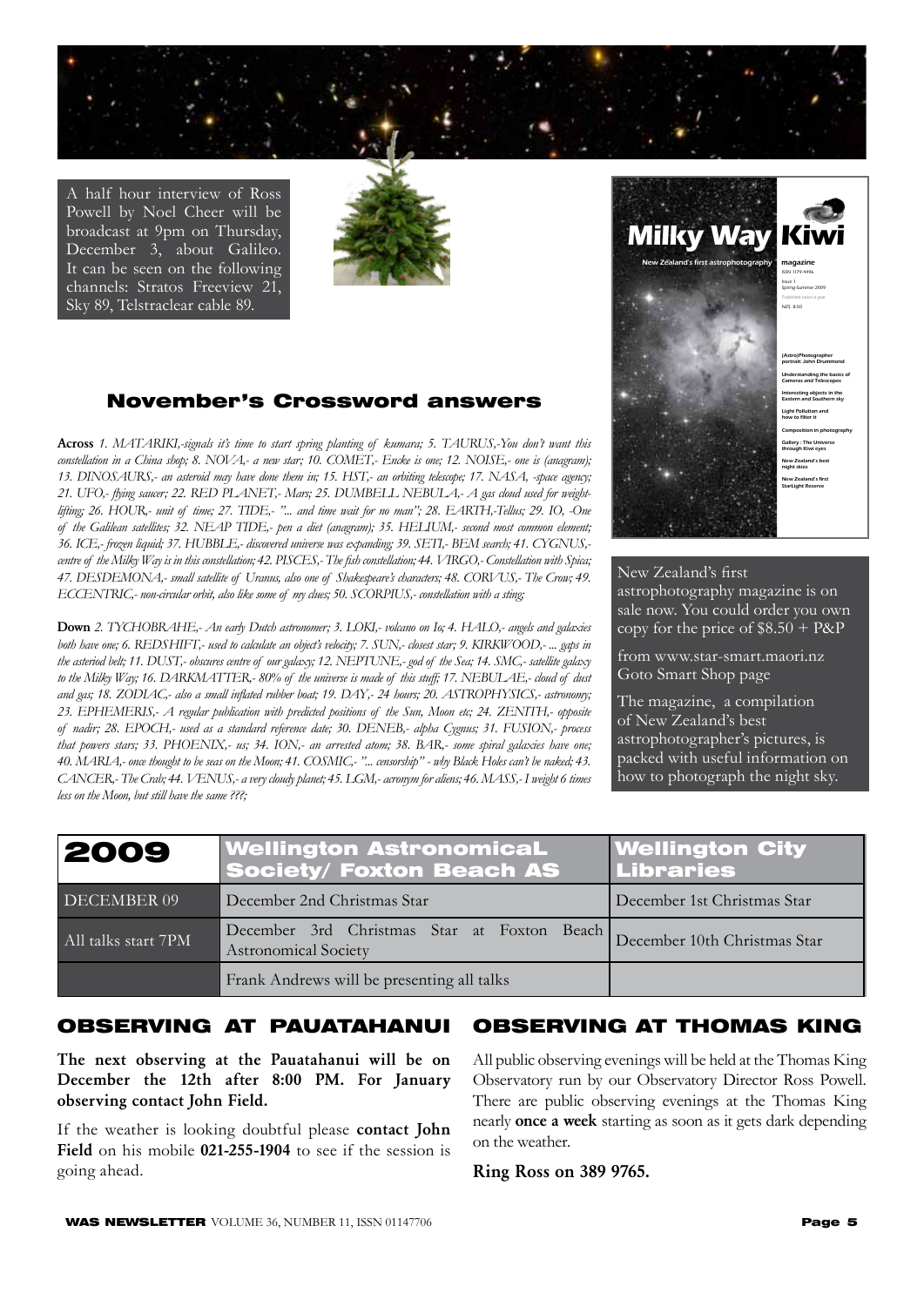A half hour interview of Ross Powell by Noel Cheer will be broadcast at 9pm on Thursday, December 3, about Galileo. It can be seen on the following channels: Stratos Freeview 21, Sky 89, Telstraclear cable 89.

## November's Crossword answers

**Across** *1. MATARIKI,-signals it's time to start spring planting of kumara; 5. TAURUS,-You don't want this constellation in a China shop; 8. NOVA,- a new star; 10. COMET,- Encke is one; 12. NOISE,- one is (anagram); 13. DINOSAURS,- an asteroid may have done them in; 15. HST,- an orbiting telescope; 17. NASA, -space agency; 21. UFO,- flying saucer; 22. RED PLANET,- Mars; 25. DUMBELL NEBULA,- A gas cloud used for weight-lifting; 26. HOUR,- unit of time; 27. TIDE,- "... and time wait for no man"; 28. EARTH,-Tellus; 29. IO, -One of the Galilean satellites; 32. NEAP TIDE,- pen a diet (anagram); 35. HELIUM,- second most common element; 36. ICE,- frozen liquid; 37. HUBBLE,- discovered universe was expanding; 39. SETI,- BEM search; 41. CYGNUS,- centre of the Milky Way is in this constellation; 42. PISCES,- The fish constellation; 44. VIRGO,- Constellation with Spica; 47. DESDEMONA,- small satellite of Uranus, also one of Shakespeare's characters; 48. CORVUS,- The Crow; 49. ECCENTRIC,- non-circular orbit, also like some of my clues; 50. SCORPIUS,- constellation with a sting;*

**Down** *2. TYCHOBRAHE,- An early Dutch astronomer; 3. LOKI,- volcano on Io; 4. HALO,- angels and galaxies both have one; 6. REDSHIFT,- used to calculate an object's velocity; 7. SUN,- closest star; 9. KIRKWOOD,- ... gaps in the asteriod belt; 11. DUST,- obscures centre of our galaxy; 12. NEPTUNE,- god of the Sea; 14. SMC,- satellite galaxy to the Milky Way; 16. DARKMATTER,- 80% of the universe is made of this stuff; 17. NEBULAE,- cloud of dust and gas; 18. ZODIAC,- also a small inflated rubber boat; 19. DAY,- 24 hours; 20. ASTROPHYSICS,- astronomy; 23. EPHEMERIS,- A regular publication with predicted positions of the Sun, Moon etc; 24. ZENITH,- opposite of nadir; 28. EPOCH,- used as a standard reference date; 30. DENEB,- alpha Cygnus; 31. FUSION,- process that powers stars; 33. PHOENIX,- us; 34. ION,- an arrested atom; 38. BAR,- some spiral galaxies have one; 40. MARIA,- once thought to be seas on the Moon; 41. COSMIC,- "... censorship" - why Black Holes can't be naked; 43. CANCER,- The Crab; 44. VENUS,- a very cloudy planet; 45. LGM,- acronym for aliens; 46. MASS,- I weight 6 times less on the Moon, but still have the same ???;*

**Milky Way Kiwi** magazine — New Zealand's first astrophotography magazine. ISSN 1179-4496. Issue 1, Spring-Summer 2009. Published twice a year. NZ$ 8.50

- (Astro)Photographer portrait: John Drummond
- Understanding the basics of Cameras and Telescopes
- Interesting objects in the Eastern and Southern sky
- Light Pollution and how to filter it
- Composition in photography
- Gallery : The Universe through Kiwi eyes
- New Zealand's best night skies
- New Zealand's first StarLight Reserve

New Zealand's first astrophotography magazine is on sale now. You could order you own copy for the price of $8.50 + P&P

from www.star-smart.maori.nz Goto Smart Shop page

The magazine, a compilation of New Zealand's best astrophotographer's pictures, is packed with useful information on how to photograph the night sky.

| 2009 | Wellington AstronomicaL Society/ Foxton Beach AS | Wellington City Libraries |
|---|---|---|
| DECEMBER 09 | December 2nd Christmas Star | December 1st Christmas Star |
| All talks start 7PM | December 3rd Christmas Star at Foxton Beach Astronomical Society | December 10th Christmas Star |
| | Frank Andrews will be presenting all talks | |

## OBSERVING AT PAUATAHANUI

**The next observing at the Pauatahanui will be on December the 12th after 8:00 PM. For January observing contact John Field.**

If the weather is looking doubtful please **contact John Field** on his mobile **021-255-1904** to see if the session is going ahead.

## OBSERVING AT THOMAS KING

All public observing evenings will be held at the Thomas King Observatory run by our Observatory Director Ross Powell. There are public observing evenings at the Thomas King nearly **once a week** starting as soon as it gets dark depending on the weather.

**Ring Ross on 389 9765.**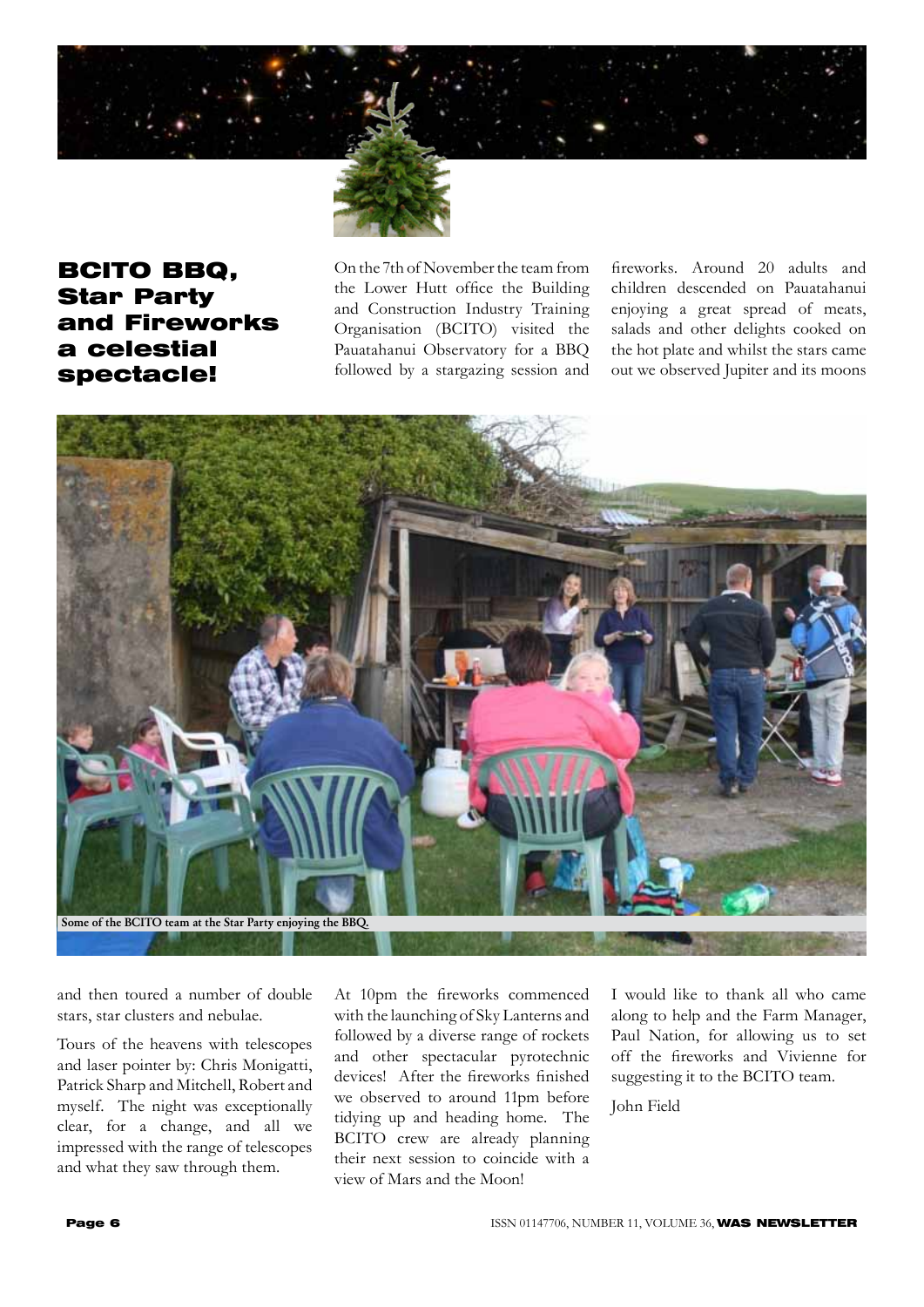# BCITO BBQ, Star Party and Fireworks a celestial spectacle!

On the 7th of November the team from the Lower Hutt office the Building and Construction Industry Training Organisation (BCITO) visited the Pauatahanui Observatory for a BBQ followed by a stargazing session and fireworks. Around 20 adults and children descended on Pauatahanui enjoying a great spread of meats, salads and other delights cooked on the hot plate and whilst the stars came out we observed Jupiter and its moons and then toured a number of double stars, star clusters and nebulae.

Some of the BCITO team at the Star Party enjoying the BBQ.

Tours of the heavens with telescopes and laser pointer by: Chris Monigatti, Patrick Sharp and Mitchell, Robert and myself. The night was exceptionally clear, for a change, and all we impressed with the range of telescopes and what they saw through them.

At 10pm the fireworks commenced with the launching of Sky Lanterns and followed by a diverse range of rockets and other spectacular pyrotechnic devices! After the fireworks finished we observed to around 11pm before tidying up and heading home. The BCITO crew are already planning their next session to coincide with a view of Mars and the Moon!

I would like to thank all who came along to help and the Farm Manager, Paul Nation, for allowing us to set off the fireworks and Vivienne for suggesting it to the BCITO team.

John Field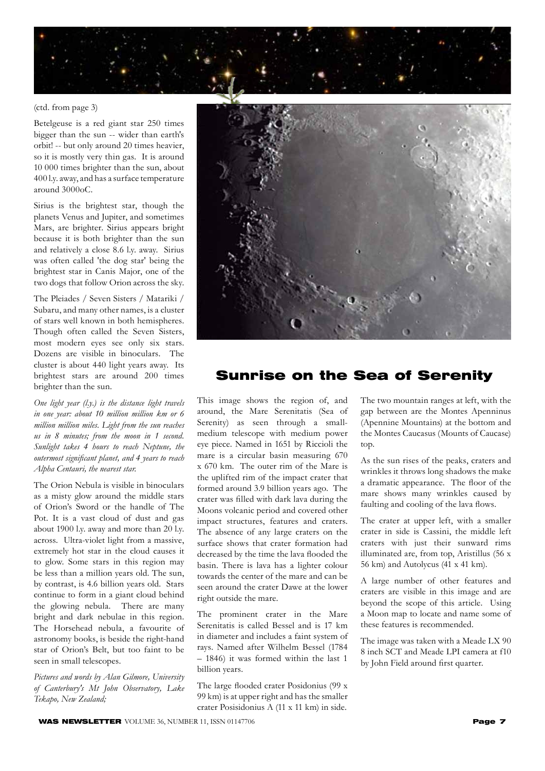(ctd. from page 3)

Betelgeuse is a red giant star 250 times bigger than the sun -- wider than earth's orbit! -- but only around 20 times heavier, so it is mostly very thin gas. It is around 10 000 times brighter than the sun, about 400 l.y. away, and has a surface temperature around 3000oC.

Sirius is the brightest star, though the planets Venus and Jupiter, and sometimes Mars, are brighter. Sirius appears bright because it is both brighter than the sun and relatively a close 8.6 l.y. away. Sirius was often called 'the dog star' being the brightest star in Canis Major, one of the two dogs that follow Orion across the sky.

The Pleiades / Seven Sisters / Matariki / Subaru, and many other names, is a cluster of stars well known in both hemispheres. Though often called the Seven Sisters, most modern eyes see only six stars. Dozens are visible in binoculars. The cluster is about 440 light years away. Its brightest stars are around 200 times brighter than the sun.

*One light year (l.y.) is the distance light travels in one year: about 10 million million km or 6 million million miles. Light from the sun reaches us in 8 minutes; from the moon in 1 second. Sunlight takes 4 hours to reach Neptune, the outermost significant planet, and 4 years to reach Alpha Centauri, the nearest star.*

The Orion Nebula is visible in binoculars as a misty glow around the middle stars of Orion's Sword or the handle of The Pot. It is a vast cloud of dust and gas about 1900 l.y. away and more than 20 l.y. across. Ultra-violet light from a massive, extremely hot star in the cloud causes it to glow. Some stars in this region may be less than a million years old. The sun, by contrast, is 4.6 billion years old. Stars continue to form in a giant cloud behind the glowing nebula. There are many bright and dark nebulae in this region. The Horsehead nebula, a favourite of astronomy books, is beside the right-hand star of Orion's Belt, but too faint to be seen in small telescopes.

*Pictures and words by Alan Gilmore, University of Canterbury's Mt John Observatory, Lake Tekapo, New Zealand;*

# Sunrise on the Sea of Serenity

This image shows the region of, and around, the Mare Serenitatis (Sea of Serenity) as seen through a small-medium telescope with medium power eye piece. Named in 1651 by Riccioli the mare is a circular basin measuring 670 x 670 km. The outer rim of the Mare is the uplifted rim of the impact crater that formed around 3.9 billion years ago. The crater was filled with dark lava during the Moons volcanic period and covered other impact structures, features and craters. The absence of any large craters on the surface shows that crater formation had decreased by the time the lava flooded the basin. There is lava has a lighter colour towards the center of the mare and can be seen around the crater Dawe at the lower right outside the mare.

The prominent crater in the Mare Serenitatis is called Bessel and is 17 km in diameter and includes a faint system of rays. Named after Wilhelm Bessel (1784 – 1846) it was formed within the last 1 billion years.

The large flooded crater Posidonius (99 x 99 km) is at upper right and has the smaller crater Posisidonius A (11 x 11 km) in side.

The two mountain ranges at left, with the gap between are the Montes Apenninus (Apennine Mountains) at the bottom and the Montes Caucasus (Mounts of Caucase) top.

As the sun rises of the peaks, craters and wrinkles it throws long shadows the make a dramatic appearance. The floor of the mare shows many wrinkles caused by faulting and cooling of the lava flows.

The crater at upper left, with a smaller crater in side is Cassini, the middle left craters with just their sunward rims illuminated are, from top, Aristillus (56 x 56 km) and Autolycus (41 x 41 km).

A large number of other features and craters are visible in this image and are beyond the scope of this article. Using a Moon map to locate and name some of these features is recommended.

The image was taken with a Meade LX 90 8 inch SCT and Meade LPI camera at f10 by John Field around first quarter.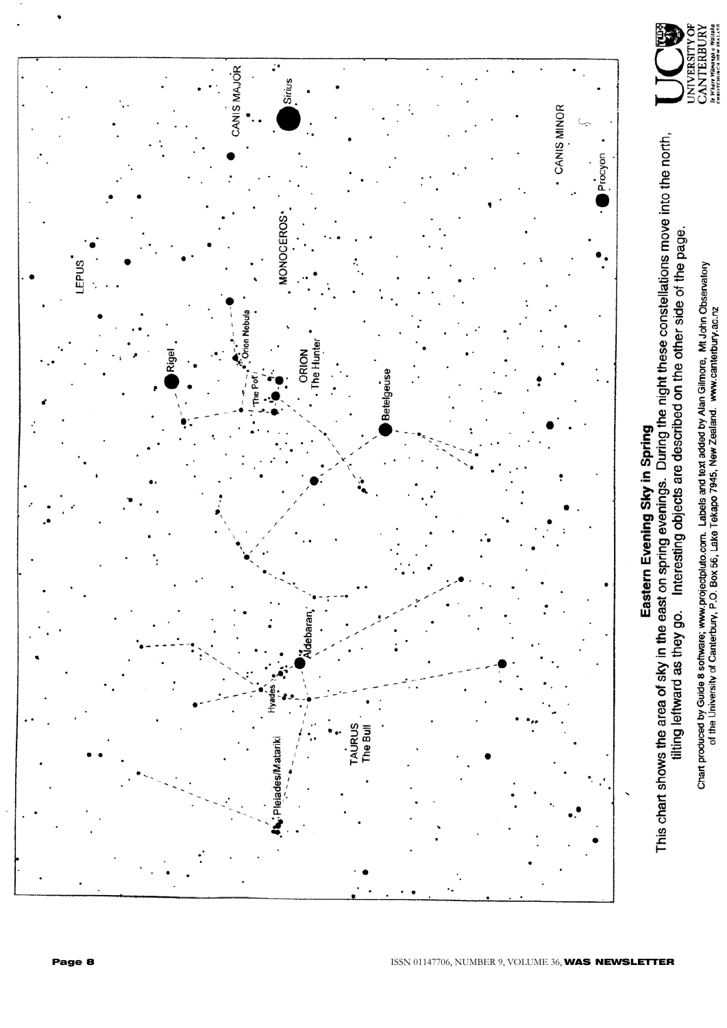CANIS MAJOR

Sirius

CANIS MINOR

Procyon

LEPUS

MONOCEROS

Rigel

Orion Nebula

The Pot

ORION
The Hunter

Betelgeuse

Aldebaran

Hyades

Pleiades/Matariki

TAURUS
The Bull

## Eastern Evening Sky in Spring

This chart shows the area of sky in the east on spring evenings. During the night these constellations move into the north, tilting leftward as they go. Interesting objects are described on the other side of the page.

Chart produced by Guide 8 software; www.projectpluto.com. Labels and text added by Alan Gilmore, Mt John Observatory of the University of Canterbury, P.O. Box 56, Lake Tekapo 7945, New Zealand. www.canterbury.ac.nz

UNIVERSITY OF CANTERBURY
Te Whare Wānanga o Waitaha
CHRISTCHURCH NEW ZEALAND